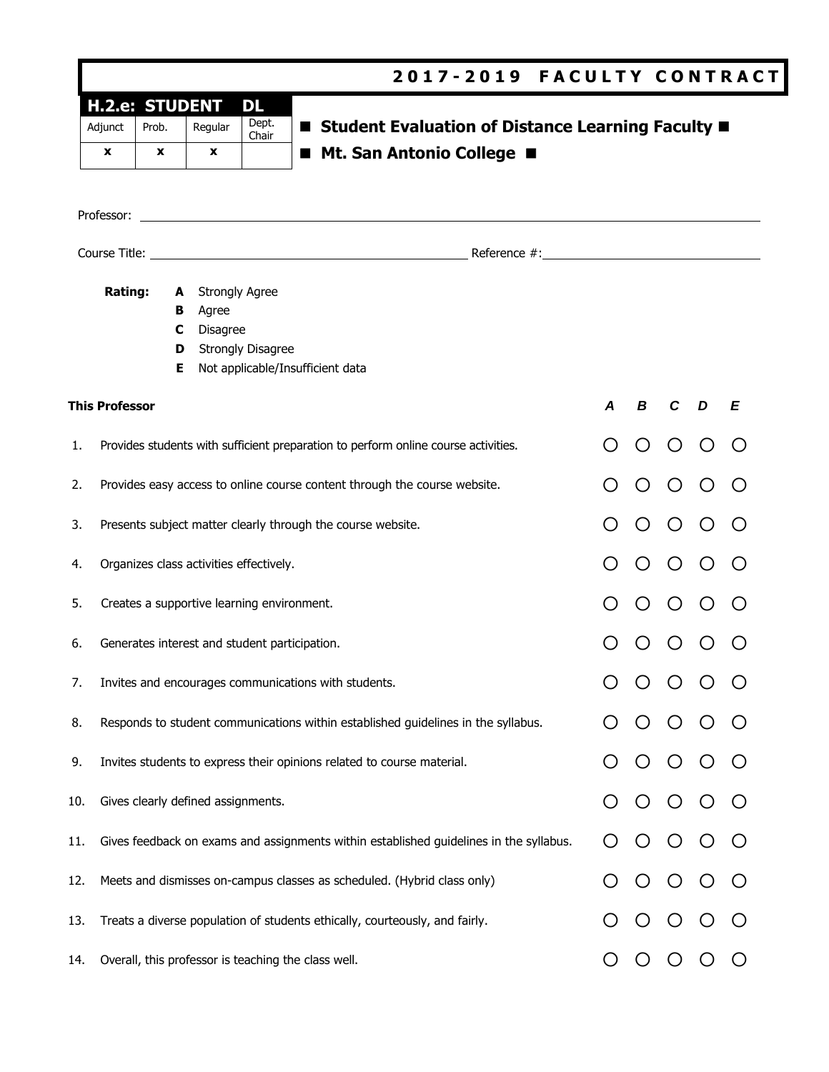# 2017-2019 FACULTY CONTRACT

| H.2.e: STUDENT DL | | | |
|---|---|---|---|
| Adjunct | Prob. | Regular | Dept. Chair |
| x | x | x | |

## ■ Student Evaluation of Distance Learning Faculty ■

## ■ Mt. San Antonio College ■

Professor: ______________________________________________

Course Title: ______________________________ Reference #: ______________________

**Rating:**
- **A** Strongly Agree
- **B** Agree
- **C** Disagree
- **D** Strongly Disagree
- **E** Not applicable/Insufficient data

| | This Professor | A | B | C | D | E |
|---|---|---|---|---|---|---|
| 1. | Provides students with sufficient preparation to perform online course activities. | ○ | ○ | ○ | ○ | ○ |
| 2. | Provides easy access to online course content through the course website. | ○ | ○ | ○ | ○ | ○ |
| 3. | Presents subject matter clearly through the course website. | ○ | ○ | ○ | ○ | ○ |
| 4. | Organizes class activities effectively. | ○ | ○ | ○ | ○ | ○ |
| 5. | Creates a supportive learning environment. | ○ | ○ | ○ | ○ | ○ |
| 6. | Generates interest and student participation. | ○ | ○ | ○ | ○ | ○ |
| 7. | Invites and encourages communications with students. | ○ | ○ | ○ | ○ | ○ |
| 8. | Responds to student communications within established guidelines in the syllabus. | ○ | ○ | ○ | ○ | ○ |
| 9. | Invites students to express their opinions related to course material. | ○ | ○ | ○ | ○ | ○ |
| 10. | Gives clearly defined assignments. | ○ | ○ | ○ | ○ | ○ |
| 11. | Gives feedback on exams and assignments within established guidelines in the syllabus. | ○ | ○ | ○ | ○ | ○ |
| 12. | Meets and dismisses on-campus classes as scheduled. (Hybrid class only) | ○ | ○ | ○ | ○ | ○ |
| 13. | Treats a diverse population of students ethically, courteously, and fairly. | ○ | ○ | ○ | ○ | ○ |
| 14. | Overall, this professor is teaching the class well. | ○ | ○ | ○ | ○ | ○ |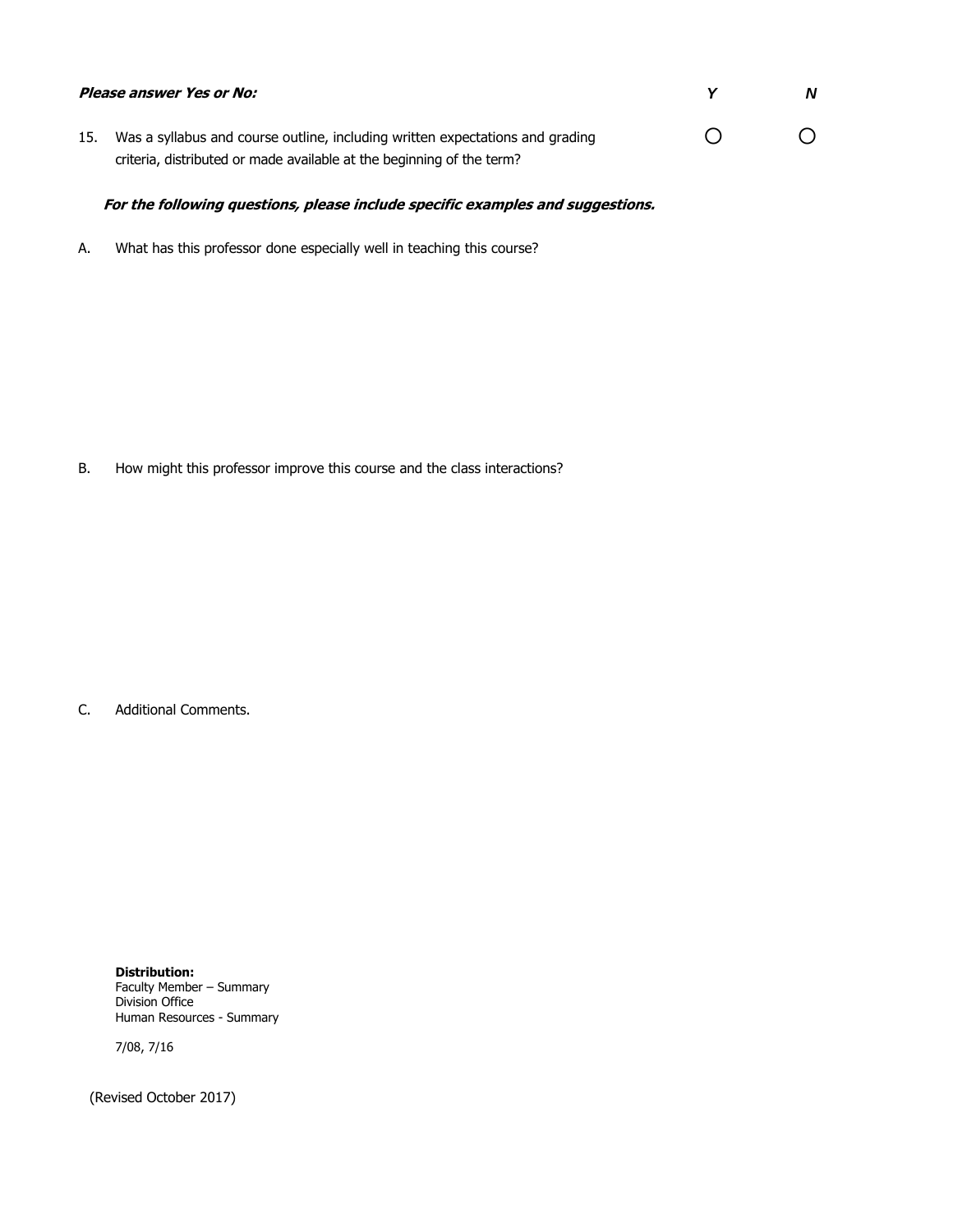***Please answer Yes or No:***

| | | Y | N |
|---|---|---|---|
| 15. | Was a syllabus and course outline, including written expectations and grading criteria, distributed or made available at the beginning of the term? | ○ | ○ |

***For the following questions, please include specific examples and suggestions.***

A. What has this professor done especially well in teaching this course?

B. How might this professor improve this course and the class interactions?

C. Additional Comments.

**Distribution:**
Faculty Member – Summary
Division Office
Human Resources - Summary

7/08, 7/16

(Revised October 2017)